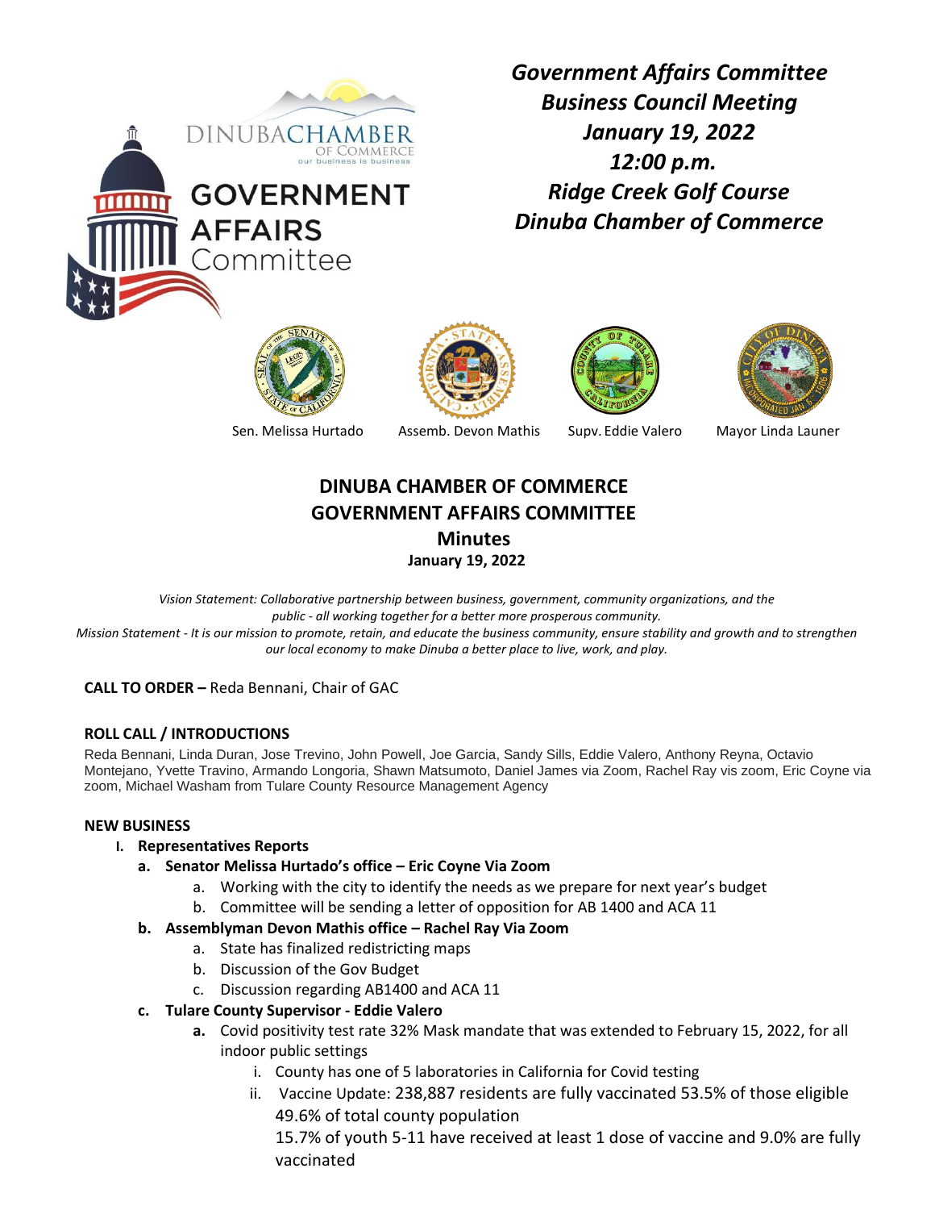DINUBACHAMBER OF COMMERCE
our business is business

GOVERNMENT AFFAIRS Committee

*Government Affairs Committee*
*Business Council Meeting*
*January 19, 2022*
*12:00 p.m.*
*Ridge Creek Golf Course*
*Dinuba Chamber of Commerce*

Sen. Melissa Hurtado | Assemb. Devon Mathis | Supv. Eddie Valero | Mayor Linda Launer

# DINUBA CHAMBER OF COMMERCE
# GOVERNMENT AFFAIRS COMMITTEE
## Minutes
### January 19, 2022

*Vision Statement: Collaborative partnership between business, government, community organizations, and the public - all working together for a better more prosperous community.*
*Mission Statement - It is our mission to promote, retain, and educate the business community, ensure stability and growth and to strengthen our local economy to make Dinuba a better place to live, work, and play.*

**CALL TO ORDER –** Reda Bennani, Chair of GAC

**ROLL CALL / INTRODUCTIONS**

Reda Bennani, Linda Duran, Jose Trevino, John Powell, Joe Garcia, Sandy Sills, Eddie Valero, Anthony Reyna, Octavio Montejano, Yvette Travino, Armando Longoria, Shawn Matsumoto, Daniel James via Zoom, Rachel Ray vis zoom, Eric Coyne via zoom, Michael Washam from Tulare County Resource Management Agency

**NEW BUSINESS**

I. **Representatives Reports**
   a. **Senator Melissa Hurtado's office – Eric Coyne Via Zoom**
      a. Working with the city to identify the needs as we prepare for next year's budget
      b. Committee will be sending a letter of opposition for AB 1400 and ACA 11
   b. **Assemblyman Devon Mathis office – Rachel Ray Via Zoom**
      a. State has finalized redistricting maps
      b. Discussion of the Gov Budget
      c. Discussion regarding AB1400 and ACA 11
   c. **Tulare County Supervisor - Eddie Valero**
      a. Covid positivity test rate 32% Mask mandate that was extended to February 15, 2022, for all indoor public settings
         i. County has one of 5 laboratories in California for Covid testing
         ii. Vaccine Update: 238,887 residents are fully vaccinated 53.5% of those eligible 49.6% of total county population
         15.7% of youth 5-11 have received at least 1 dose of vaccine and 9.0% are fully vaccinated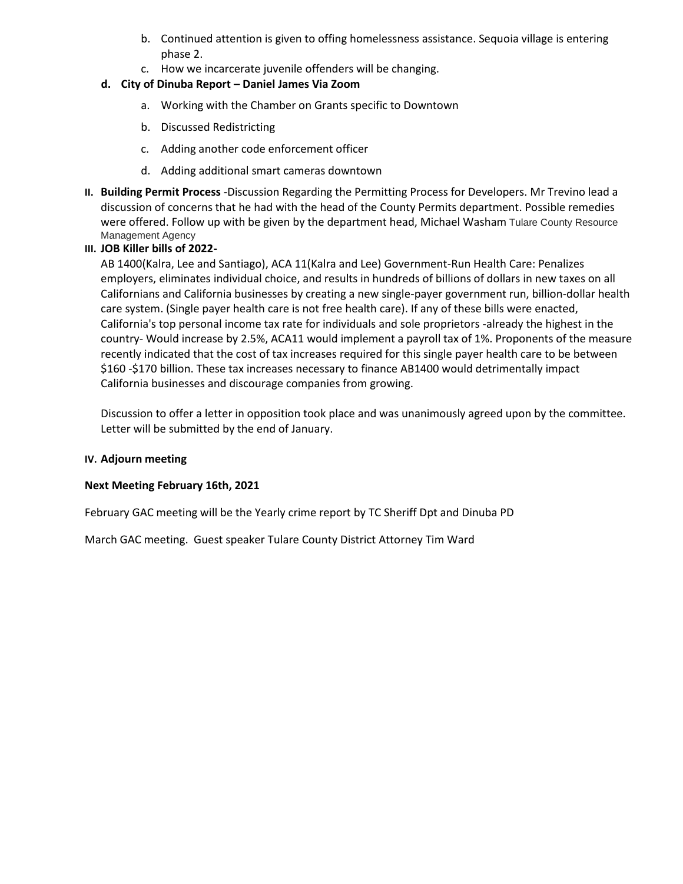b. Continued attention is given to offing homelessness assistance. Sequoia village is entering phase 2.
c. How we incarcerate juvenile offenders will be changing.

**d. City of Dinuba Report – Daniel James Via Zoom**

a. Working with the Chamber on Grants specific to Downtown
b. Discussed Redistricting
c. Adding another code enforcement officer
d. Adding additional smart cameras downtown

**II. Building Permit Process** -Discussion Regarding the Permitting Process for Developers. Mr Trevino lead a discussion of concerns that he had with the head of the County Permits department. Possible remedies were offered. Follow up with be given by the department head, Michael Washam Tulare County Resource Management Agency

**III. JOB Killer bills of 2022-**

AB 1400(Kalra, Lee and Santiago), ACA 11(Kalra and Lee) Government-Run Health Care: Penalizes employers, eliminates individual choice, and results in hundreds of billions of dollars in new taxes on all Californians and California businesses by creating a new single-payer government run, billion-dollar health care system. (Single payer health care is not free health care). If any of these bills were enacted, California's top personal income tax rate for individuals and sole proprietors -already the highest in the country- Would increase by 2.5%, ACA11 would implement a payroll tax of 1%. Proponents of the measure recently indicated that the cost of tax increases required for this single payer health care to be between $160 -$170 billion. These tax increases necessary to finance AB1400 would detrimentally impact California businesses and discourage companies from growing.

Discussion to offer a letter in opposition took place and was unanimously agreed upon by the committee. Letter will be submitted by the end of January.

**IV. Adjourn meeting**

**Next Meeting February 16th, 2021**

February GAC meeting will be the Yearly crime report by TC Sheriff Dpt and Dinuba PD

March GAC meeting. Guest speaker Tulare County District Attorney Tim Ward